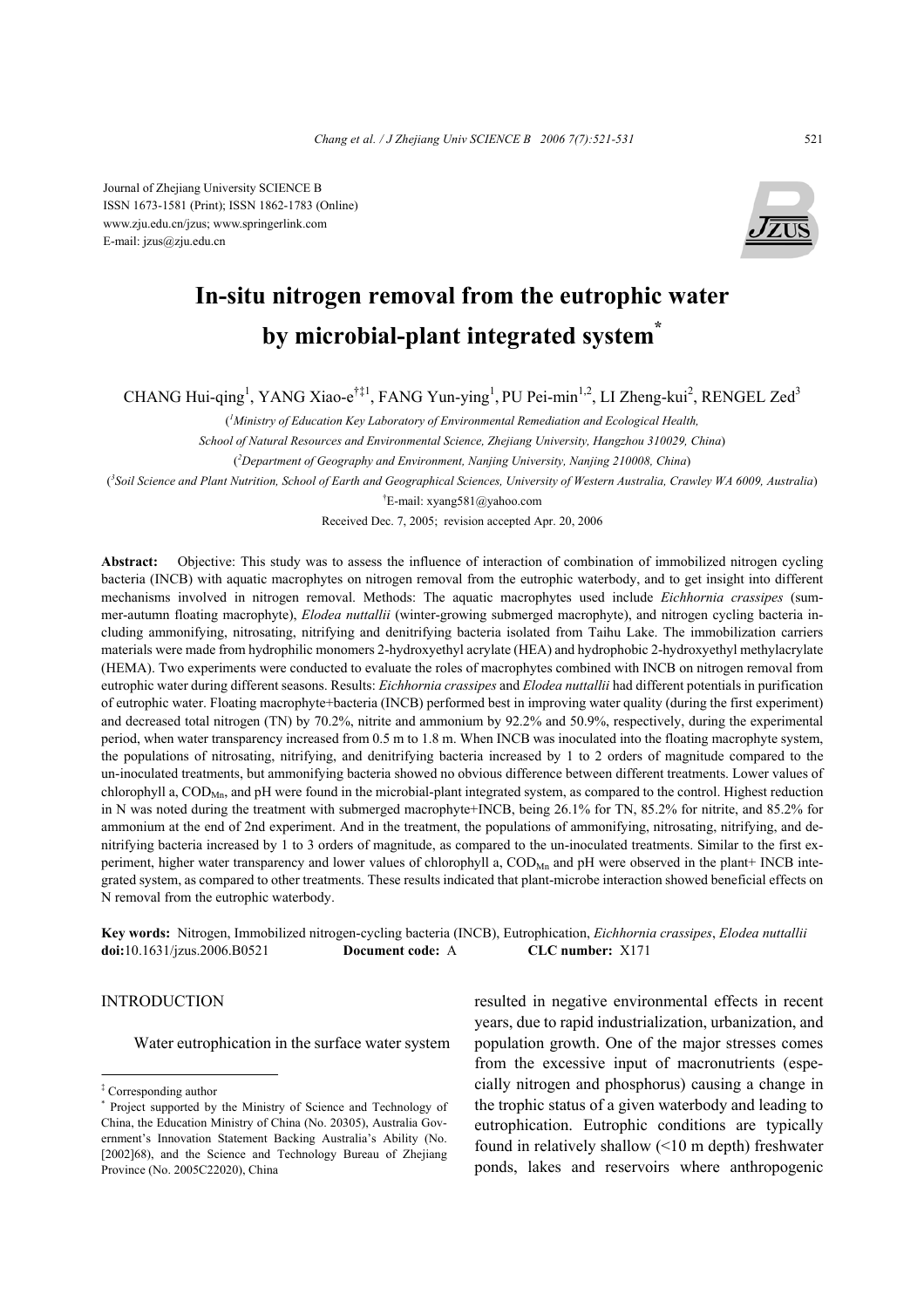Journal of Zhejiang University SCIENCE B
ISSN 1673-1581 (Print); ISSN 1862-1783 (Online)
www.zju.edu.cn/jzus; www.springerlink.com
E-mail: jzus@zju.edu.cn

# In-situ nitrogen removal from the eutrophic water by microbial-plant integrated system*

CHANG Hui-qing[1], YANG Xiao-e[†‡1], FANG Yun-ying[1], PU Pei-min[1,2], LI Zheng-kui[2], RENGEL Zed[3]

([1]*Ministry of Education Key Laboratory of Environmental Remediation and Ecological Health, School of Natural Resources and Environmental Science, Zhejiang University, Hangzhou 310029, China*)

([2]*Department of Geography and Environment, Nanjing University, Nanjing 210008, China*)

([3]*Soil Science and Plant Nutrition, School of Earth and Geographical Sciences, University of Western Australia, Crawley WA 6009, Australia*)

[†]E-mail: xyang581@yahoo.com

Received Dec. 7, 2005; revision accepted Apr. 20, 2006

**Abstract:** Objective: This study was to assess the influence of interaction of combination of immobilized nitrogen cycling bacteria (INCB) with aquatic macrophytes on nitrogen removal from the eutrophic waterbody, and to get insight into different mechanisms involved in nitrogen removal. Methods: The aquatic macrophytes used include *Eichhornia crassipes* (summer-autumn floating macrophyte), *Elodea nuttallii* (winter-growing submerged macrophyte), and nitrogen cycling bacteria including ammonifying, nitrosating, nitrifying and denitrifying bacteria isolated from Taihu Lake. The immobilization carriers materials were made from hydrophilic monomers 2-hydroxyethyl acrylate (HEA) and hydrophobic 2-hydroxyethyl methylacrylate (HEMA). Two experiments were conducted to evaluate the roles of macrophytes combined with INCB on nitrogen removal from eutrophic water during different seasons. Results: *Eichhornia crassipes* and *Elodea nuttallii* had different potentials in purification of eutrophic water. Floating macrophyte+bacteria (INCB) performed best in improving water quality (during the first experiment) and decreased total nitrogen (TN) by 70.2%, nitrite and ammonium by 92.2% and 50.9%, respectively, during the experimental period, when water transparency increased from 0.5 m to 1.8 m. When INCB was inoculated into the floating macrophyte system, the populations of nitrosating, nitrifying, and denitrifying bacteria increased by 1 to 2 orders of magnitude compared to the un-inoculated treatments, but ammonifying bacteria showed no obvious difference between different treatments. Lower values of chlorophyll a, $COD_{Mn}$, and pH were found in the microbial-plant integrated system, as compared to the control. Highest reduction in N was noted during the treatment with submerged macrophyte+INCB, being 26.1% for TN, 85.2% for nitrite, and 85.2% for ammonium at the end of 2nd experiment. And in the treatment, the populations of ammonifying, nitrosating, nitrifying, and denitrifying bacteria increased by 1 to 3 orders of magnitude, as compared to the un-inoculated treatments. Similar to the first experiment, higher water transparency and lower values of chlorophyll a, $COD_{Mn}$ and pH were observed in the plant+ INCB integrated system, as compared to other treatments. These results indicated that plant-microbe interaction showed beneficial effects on N removal from the eutrophic waterbody.

**Key words:** Nitrogen, Immobilized nitrogen-cycling bacteria (INCB), Eutrophication, *Eichhornia crassipes*, *Elodea nuttallii*
**doi:**10.1631/jzus.2006.B0521 **Document code:** A **CLC number:** X171

## INTRODUCTION

Water eutrophication in the surface water system resulted in negative environmental effects in recent years, due to rapid industrialization, urbanization, and population growth. One of the major stresses comes from the excessive input of macronutrients (especially nitrogen and phosphorus) causing a change in the trophic status of a given waterbody and leading to eutrophication. Eutrophic conditions are typically found in relatively shallow (<10 m depth) freshwater ponds, lakes and reservoirs where anthropogenic

---

‡ Corresponding author

\* Project supported by the Ministry of Science and Technology of China, the Education Ministry of China (No. 20305), Australia Government's Innovation Statement Backing Australia's Ability (No. [2002]68), and the Science and Technology Bureau of Zhejiang Province (No. 2005C22020), China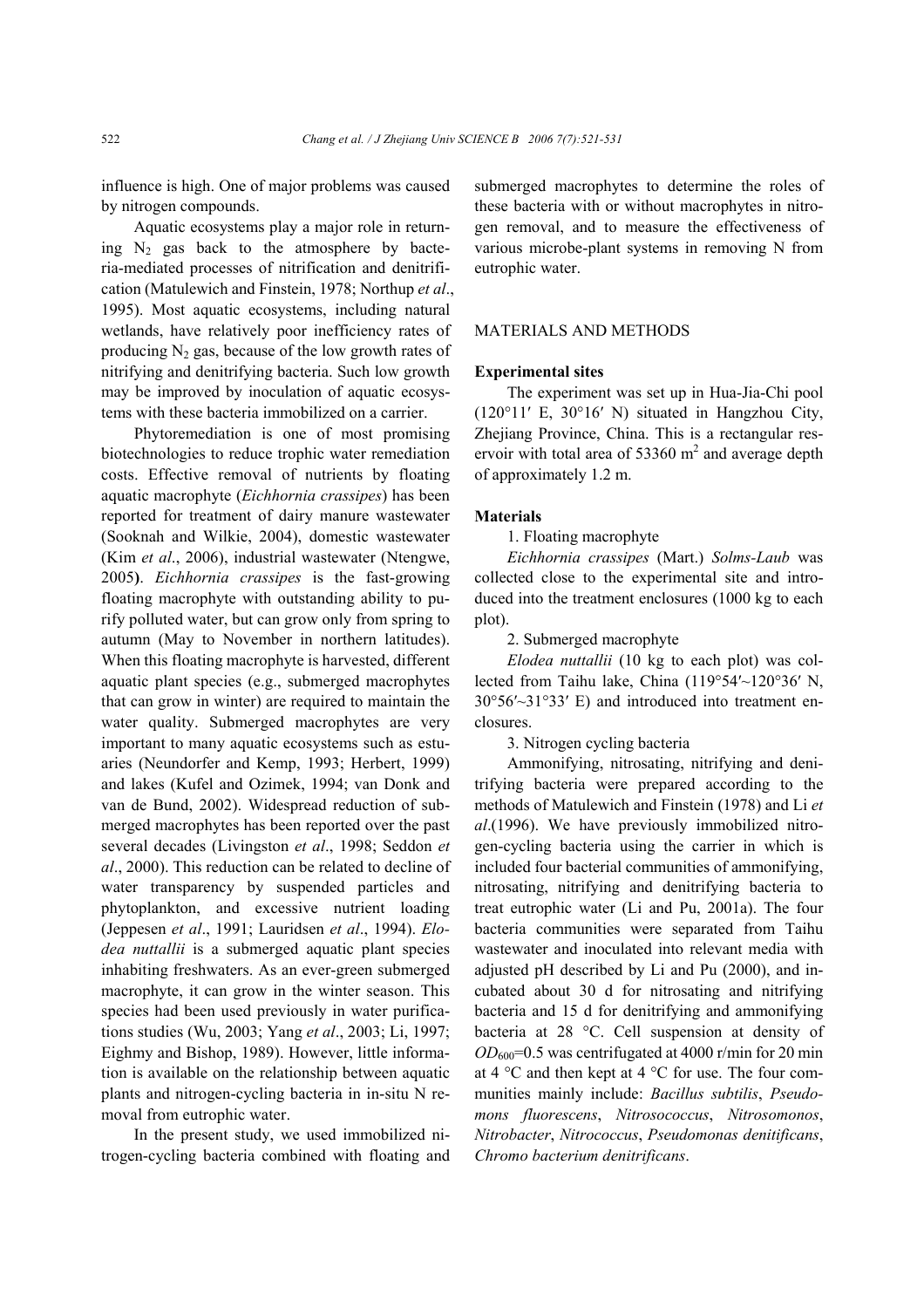influence is high. One of major problems was caused by nitrogen compounds.

Aquatic ecosystems play a major role in returning $N_2$ gas back to the atmosphere by bacteria-mediated processes of nitrification and denitrification (Matulewich and Finstein, 1978; Northup *et al*., 1995). Most aquatic ecosystems, including natural wetlands, have relatively poor inefficiency rates of producing $N_2$ gas, because of the low growth rates of nitrifying and denitrifying bacteria. Such low growth may be improved by inoculation of aquatic ecosystems with these bacteria immobilized on a carrier.

Phytoremediation is one of most promising biotechnologies to reduce trophic water remediation costs. Effective removal of nutrients by floating aquatic macrophyte (*Eichhornia crassipes*) has been reported for treatment of dairy manure wastewater (Sooknah and Wilkie, 2004), domestic wastewater (Kim *et al*., 2006), industrial wastewater (Ntengwe, 2005). *Eichhornia crassipes* is the fast-growing floating macrophyte with outstanding ability to purify polluted water, but can grow only from spring to autumn (May to November in northern latitudes). When this floating macrophyte is harvested, different aquatic plant species (e.g., submerged macrophytes that can grow in winter) are required to maintain the water quality. Submerged macrophytes are very important to many aquatic ecosystems such as estuaries (Neundorfer and Kemp, 1993; Herbert, 1999) and lakes (Kufel and Ozimek, 1994; van Donk and van de Bund, 2002). Widespread reduction of submerged macrophytes has been reported over the past several decades (Livingston *et al*., 1998; Seddon *et al*., 2000). This reduction can be related to decline of water transparency by suspended particles and phytoplankton, and excessive nutrient loading (Jeppesen *et al*., 1991; Lauridsen *et al*., 1994). *Elodea nuttallii* is a submerged aquatic plant species inhabiting freshwaters. As an ever-green submerged macrophyte, it can grow in the winter season. This species had been used previously in water purifications studies (Wu, 2003; Yang *et al*., 2003; Li, 1997; Eighmy and Bishop, 1989). However, little information is available on the relationship between aquatic plants and nitrogen-cycling bacteria in in-situ N removal from eutrophic water.

In the present study, we used immobilized nitrogen-cycling bacteria combined with floating and submerged macrophytes to determine the roles of these bacteria with or without macrophytes in nitrogen removal, and to measure the effectiveness of various microbe-plant systems in removing N from eutrophic water.

## MATERIALS AND METHODS

### Experimental sites

The experiment was set up in Hua-Jia-Chi pool (120°11′ E, 30°16′ N) situated in Hangzhou City, Zhejiang Province, China. This is a rectangular reservoir with total area of 53360 $m^2$ and average depth of approximately 1.2 m.

### Materials

1. Floating macrophyte

*Eichhornia crassipes* (Mart.) *Solms-Laub* was collected close to the experimental site and introduced into the treatment enclosures (1000 kg to each plot).

2. Submerged macrophyte

*Elodea nuttallii* (10 kg to each plot) was collected from Taihu lake, China (119°54′~120°36′ N, 30°56′~31°33′ E) and introduced into treatment enclosures.

3. Nitrogen cycling bacteria

Ammonifying, nitrosating, nitrifying and denitrifying bacteria were prepared according to the methods of Matulewich and Finstein (1978) and Li *et al*.(1996). We have previously immobilized nitrogen-cycling bacteria using the carrier in which is included four bacterial communities of ammonifying, nitrosating, nitrifying and denitrifying bacteria to treat eutrophic water (Li and Pu, 2001a). The four bacteria communities were separated from Taihu wastewater and inoculated into relevant media with adjusted pH described by Li and Pu (2000), and incubated about 30 d for nitrosating and nitrifying bacteria and 15 d for denitrifying and ammonifying bacteria at 28 °C. Cell suspension at density of $OD_{600}$=0.5 was centrifugated at 4000 r/min for 20 min at 4 °C and then kept at 4 °C for use. The four communities mainly include: *Bacillus subtilis*, *Pseudomons fluorescens*, *Nitrosococcus*, *Nitrosomonos*, *Nitrobacter*, *Nitrococcus*, *Pseudomonas denitificans*, *Chromo bacterium denitrificans*.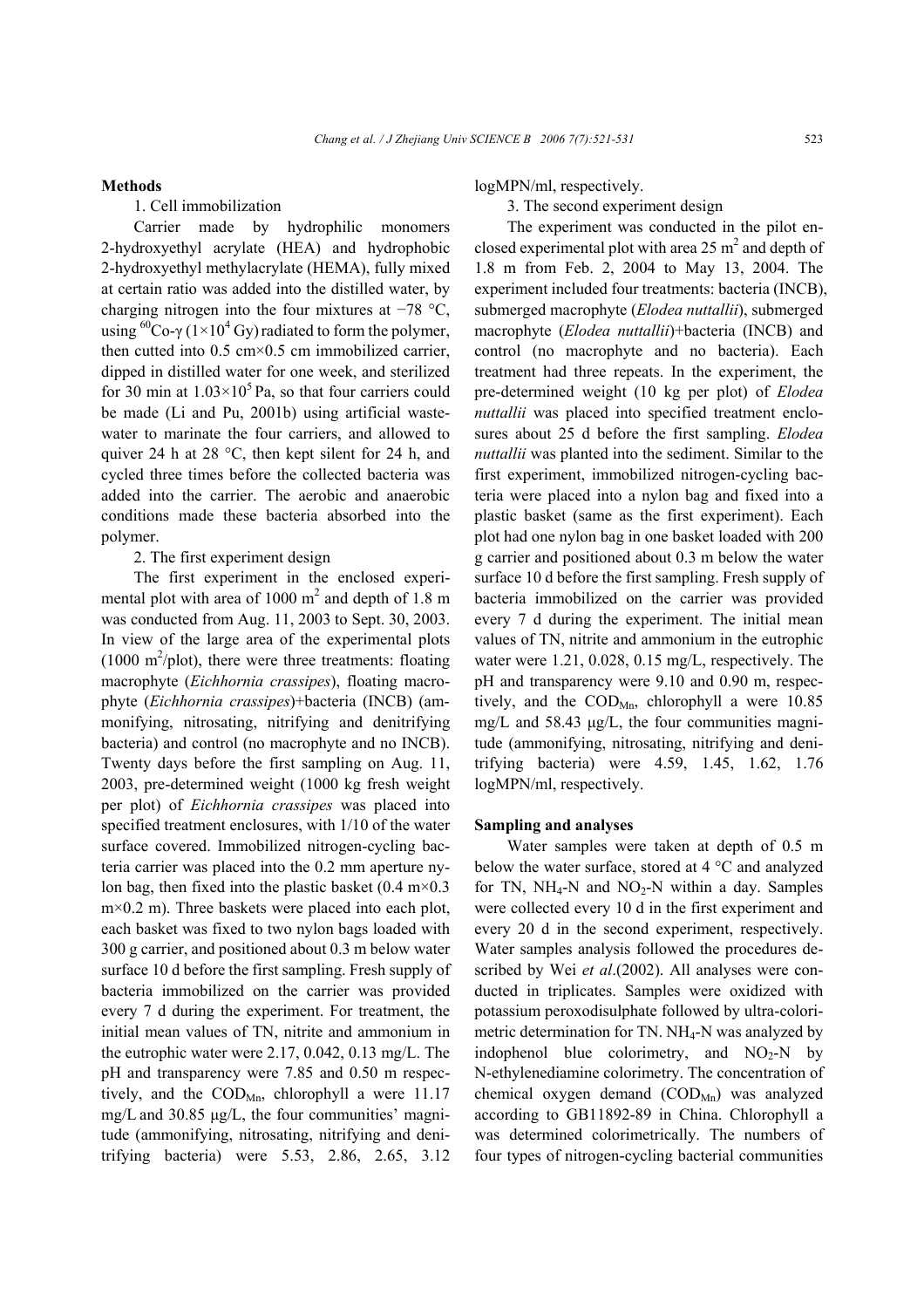**Methods**

1. Cell immobilization

Carrier made by hydrophilic monomers 2-hydroxyethyl acrylate (HEA) and hydrophobic 2-hydroxyethyl methylacrylate (HEMA), fully mixed at certain ratio was added into the distilled water, by charging nitrogen into the four mixtures at −78 °C, using $^{60}Co$-γ ($1\times10^4$ Gy) radiated to form the polymer, then cutted into 0.5 cm×0.5 cm immobilized carrier, dipped in distilled water for one week, and sterilized for 30 min at $1.03\times10^5$ Pa, so that four carriers could be made (Li and Pu, 2001b) using artificial wastewater to marinate the four carriers, and allowed to quiver 24 h at 28 °C, then kept silent for 24 h, and cycled three times before the collected bacteria was added into the carrier. The aerobic and anaerobic conditions made these bacteria absorbed into the polymer.

2. The first experiment design

The first experiment in the enclosed experimental plot with area of 1000 $m^2$ and depth of 1.8 m was conducted from Aug. 11, 2003 to Sept. 30, 2003. In view of the large area of the experimental plots (1000 $m^2$/plot), there were three treatments: floating macrophyte (*Eichhornia crassipes*), floating macrophyte (*Eichhornia crassipes*)+bacteria (INCB) (ammonifying, nitrosating, nitrifying and denitrifying bacteria) and control (no macrophyte and no INCB). Twenty days before the first sampling on Aug. 11, 2003, pre-determined weight (1000 kg fresh weight per plot) of *Eichhornia crassipes* was placed into specified treatment enclosures, with 1/10 of the water surface covered. Immobilized nitrogen-cycling bacteria carrier was placed into the 0.2 mm aperture nylon bag, then fixed into the plastic basket (0.4 m×0.3 m×0.2 m). Three baskets were placed into each plot, each basket was fixed to two nylon bags loaded with 300 g carrier, and positioned about 0.3 m below water surface 10 d before the first sampling. Fresh supply of bacteria immobilized on the carrier was provided every 7 d during the experiment. For treatment, the initial mean values of TN, nitrite and ammonium in the eutrophic water were 2.17, 0.042, 0.13 mg/L. The pH and transparency were 7.85 and 0.50 m respectively, and the $COD_{Mn}$, chlorophyll a were 11.17 mg/L and 30.85 μg/L, the four communities' magnitude (ammonifying, nitrosating, nitrifying and denitrifying bacteria) were 5.53, 2.86, 2.65, 3.12 logMPN/ml, respectively.

3. The second experiment design

The experiment was conducted in the pilot enclosed experimental plot with area 25 $m^2$ and depth of 1.8 m from Feb. 2, 2004 to May 13, 2004. The experiment included four treatments: bacteria (INCB), submerged macrophyte (*Elodea nuttallii*), submerged macrophyte (*Elodea nuttallii*)+bacteria (INCB) and control (no macrophyte and no bacteria). Each treatment had three repeats. In the experiment, the pre-determined weight (10 kg per plot) of *Elodea nuttallii* was placed into specified treatment enclosures about 25 d before the first sampling. *Elodea nuttallii* was planted into the sediment. Similar to the first experiment, immobilized nitrogen-cycling bacteria were placed into a nylon bag and fixed into a plastic basket (same as the first experiment). Each plot had one nylon bag in one basket loaded with 200 g carrier and positioned about 0.3 m below the water surface 10 d before the first sampling. Fresh supply of bacteria immobilized on the carrier was provided every 7 d during the experiment. The initial mean values of TN, nitrite and ammonium in the eutrophic water were 1.21, 0.028, 0.15 mg/L, respectively. The pH and transparency were 9.10 and 0.90 m, respectively, and the $COD_{Mn}$, chlorophyll a were 10.85 mg/L and 58.43 μg/L, the four communities magnitude (ammonifying, nitrosating, nitrifying and denitrifying bacteria) were 4.59, 1.45, 1.62, 1.76 logMPN/ml, respectively.

**Sampling and analyses**

Water samples were taken at depth of 0.5 m below the water surface, stored at 4 °C and analyzed for TN, $NH_4$-N and $NO_2$-N within a day. Samples were collected every 10 d in the first experiment and every 20 d in the second experiment, respectively. Water samples analysis followed the procedures described by Wei *et al*.(2002). All analyses were conducted in triplicates. Samples were oxidized with potassium peroxodisulphate followed by ultra-colorimetric determination for TN. $NH_4$-N was analyzed by indophenol blue colorimetry, and $NO_2$-N by N-ethylenediamine colorimetry. The concentration of chemical oxygen demand ($COD_{Mn}$) was analyzed according to GB11892-89 in China. Chlorophyll a was determined colorimetrically. The numbers of four types of nitrogen-cycling bacterial communities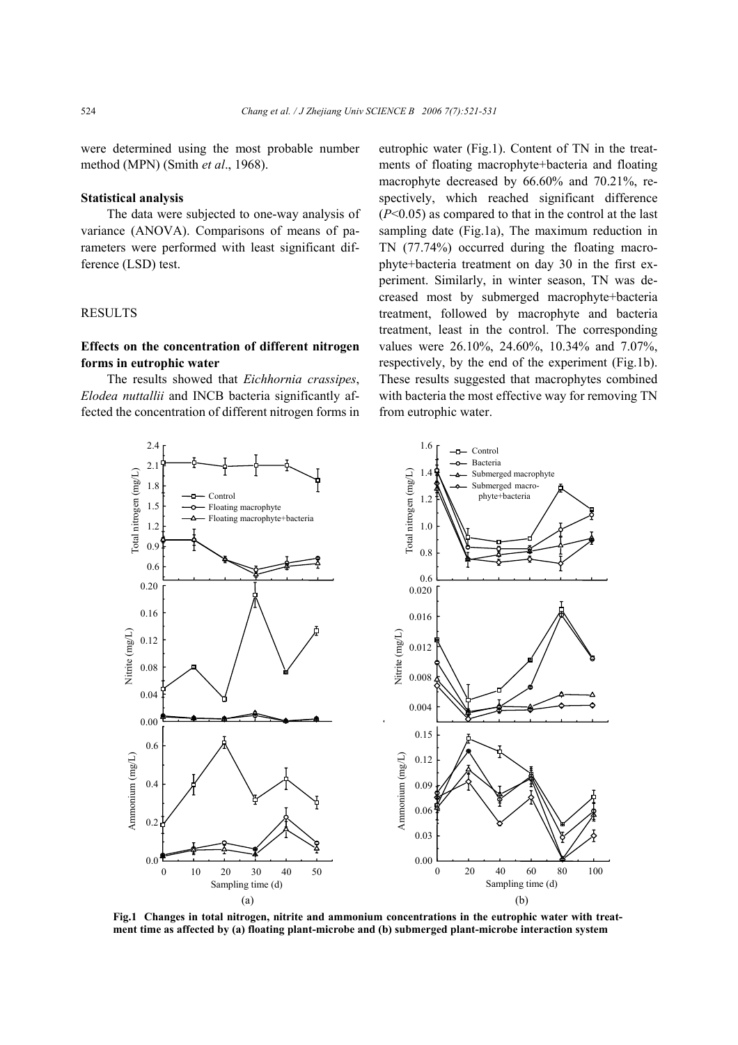were determined using the most probable number method (MPN) (Smith *et al*., 1968).

### Statistical analysis

The data were subjected to one-way analysis of variance (ANOVA). Comparisons of means of parameters were performed with least significant difference (LSD) test.

## RESULTS

### Effects on the concentration of different nitrogen forms in eutrophic water

The results showed that *Eichhornia crassipes*, *Elodea nuttallii* and INCB bacteria significantly affected the concentration of different nitrogen forms in eutrophic water (Fig.1). Content of TN in the treatments of floating macrophyte+bacteria and floating macrophyte decreased by 66.60% and 70.21%, respectively, which reached significant difference ($P<0.05$) as compared to that in the control at the last sampling date (Fig.1a), The maximum reduction in TN (77.74%) occurred during the floating macrophyte+bacteria treatment on day 30 in the first experiment. Similarly, in winter season, TN was decreased most by submerged macrophyte+bacteria treatment, followed by macrophyte and bacteria treatment, least in the control. The corresponding values were 26.10%, 24.60%, 10.34% and 7.07%, respectively, by the end of the experiment (Fig.1b). These results suggested that macrophytes combined with bacteria the most effective way for removing TN from eutrophic water.

**Fig.1 Changes in total nitrogen, nitrite and ammonium concentrations in the eutrophic water with treatment time as affected by (a) floating plant-microbe and (b) submerged plant-microbe interaction system**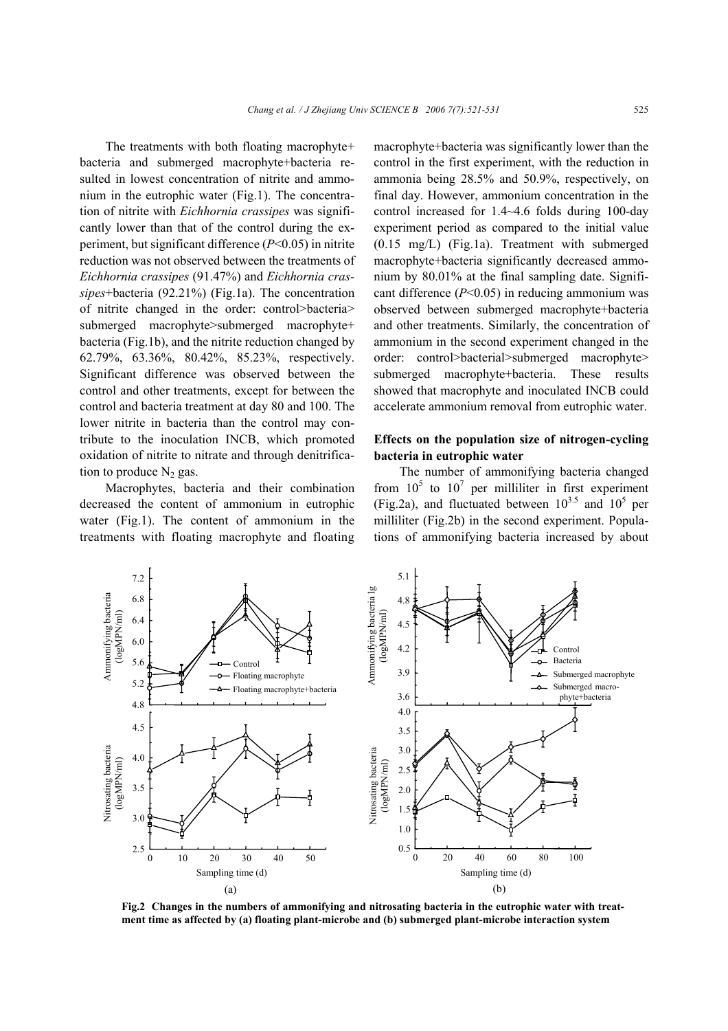The treatments with both floating macrophyte+bacteria and submerged macrophyte+bacteria resulted in lowest concentration of nitrite and ammonium in the eutrophic water (Fig.1). The concentration of nitrite with *Eichhornia crassipes* was significantly lower than that of the control during the experiment, but significant difference ($P$<0.05) in nitrite reduction was not observed between the treatments of *Eichhornia crassipes* (91.47%) and *Eichhornia crassipes*+bacteria (92.21%) (Fig.1a). The concentration of nitrite changed in the order: control>bacteria>submerged macrophyte>submerged macrophyte+bacteria (Fig.1b), and the nitrite reduction changed by 62.79%, 63.36%, 80.42%, 85.23%, respectively. Significant difference was observed between the control and other treatments, except for between the control and bacteria treatment at day 80 and 100. The lower nitrite in bacteria than the control may contribute to the inoculation INCB, which promoted oxidation of nitrite to nitrate and through denitrification to produce $N_2$ gas.

Macrophytes, bacteria and their combination decreased the content of ammonium in eutrophic water (Fig.1). The content of ammonium in the treatments with floating macrophyte and floating macrophyte+bacteria was significantly lower than the control in the first experiment, with the reduction in ammonia being 28.5% and 50.9%, respectively, on final day. However, ammonium concentration in the control increased for 1.4~4.6 folds during 100-day experiment period as compared to the initial value (0.15 mg/L) (Fig.1a). Treatment with submerged macrophyte+bacteria significantly decreased ammonium by 80.01% at the final sampling date. Significant difference ($P$<0.05) in reducing ammonium was observed between submerged macrophyte+bacteria and other treatments. Similarly, the concentration of ammonium in the second experiment changed in the order: control>bacterial>submerged macrophyte>submerged macrophyte+bacteria. These results showed that macrophyte and inoculated INCB could accelerate ammonium removal from eutrophic water.

### Effects on the population size of nitrogen-cycling bacteria in eutrophic water

The number of ammonifying bacteria changed from $10^5$ to $10^7$ per milliliter in first experiment (Fig.2a), and fluctuated between $10^{3.5}$ and $10^5$ per milliliter (Fig.2b) in the second experiment. Populations of ammonifying bacteria increased by about

**Fig.2 Changes in the numbers of ammonifying and nitrosating bacteria in the eutrophic water with treatment time as affected by (a) floating plant-microbe and (b) submerged plant-microbe interaction system**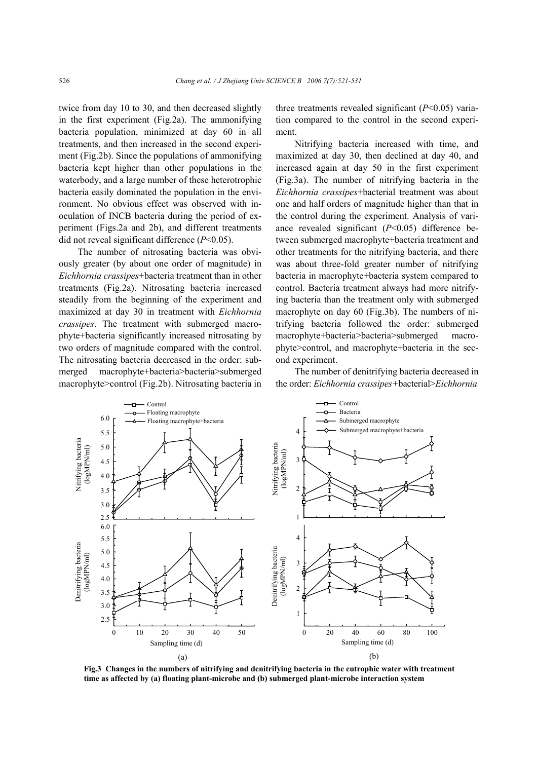twice from day 10 to 30, and then decreased slightly in the first experiment (Fig.2a). The ammonifying bacteria population, minimized at day 60 in all treatments, and then increased in the second experiment (Fig.2b). Since the populations of ammonifying bacteria kept higher than other populations in the waterbody, and a large number of these heterotrophic bacteria easily dominated the population in the environment. No obvious effect was observed with inoculation of INCB bacteria during the period of experiment (Figs.2a and 2b), and different treatments did not reveal significant difference ($P<0.05$).

The number of nitrosating bacteria was obviously greater (by about one order of magnitude) in *Eichhornia crassipes*+bacteria treatment than in other treatments (Fig.2a). Nitrosating bacteria increased steadily from the beginning of the experiment and maximized at day 30 in treatment with *Eichhornia crassipes*. The treatment with submerged macrophyte+bacteria significantly increased nitrosating by two orders of magnitude compared with the control. The nitrosating bacteria decreased in the order: submerged macrophyte+bacteria>bacteria>submerged macrophyte>control (Fig.2b). Nitrosating bacteria in three treatments revealed significant ($P<0.05$) variation compared to the control in the second experiment.

Nitrifying bacteria increased with time, and maximized at day 30, then declined at day 40, and increased again at day 50 in the first experiment (Fig.3a). The number of nitrifying bacteria in the *Eichhornia crassipes*+bacterial treatment was about one and half orders of magnitude higher than that in the control during the experiment. Analysis of variance revealed significant ($P<0.05$) difference between submerged macrophyte+bacteria treatment and other treatments for the nitrifying bacteria, and there was about three-fold greater number of nitrifying bacteria in macrophyte+bacteria system compared to control. Bacteria treatment always had more nitrifying bacteria than the treatment only with submerged macrophyte on day 60 (Fig.3b). The numbers of nitrifying bacteria followed the order: submerged macrophyte+bacteria>bacteria>submerged macrophyte>control, and macrophyte+bacteria in the second experiment.

The number of denitrifying bacteria decreased in the order: *Eichhornia crassipes*+bacterial>*Eichhornia*

**Fig.3 Changes in the numbers of nitrifying and denitrifying bacteria in the eutrophic water with treatment time as affected by (a) floating plant-microbe and (b) submerged plant-microbe interaction system**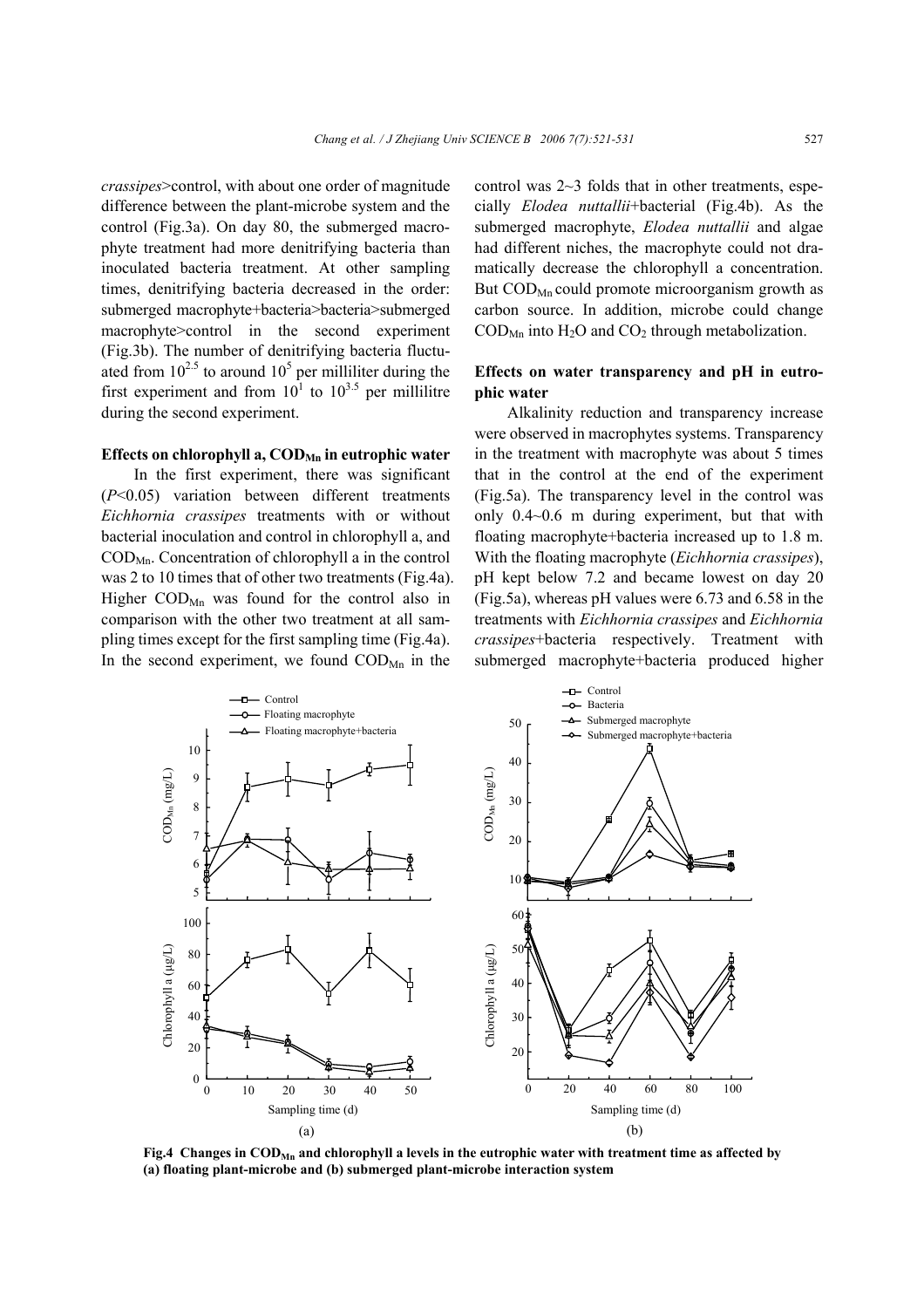*crassipes*>control, with about one order of magnitude difference between the plant-microbe system and the control (Fig.3a). On day 80, the submerged macrophyte treatment had more denitrifying bacteria than inoculated bacteria treatment. At other sampling times, denitrifying bacteria decreased in the order: submerged macrophyte+bacteria>bacteria>submerged macrophyte>control in the second experiment (Fig.3b). The number of denitrifying bacteria fluctuated from $10^{2.5}$ to around $10^5$ per milliliter during the first experiment and from $10^1$ to $10^{3.5}$ per millilitre during the second experiment.

**Effects on chlorophyll a, $COD_{Mn}$ in eutrophic water**

In the first experiment, there was significant ($P$<0.05) variation between different treatments *Eichhornia crassipes* treatments with or without bacterial inoculation and control in chlorophyll a, and $COD_{Mn}$. Concentration of chlorophyll a in the control was 2 to 10 times that of other two treatments (Fig.4a). Higher $COD_{Mn}$ was found for the control also in comparison with the other two treatment at all sampling times except for the first sampling time (Fig.4a). In the second experiment, we found $COD_{Mn}$ in the control was 2~3 folds that in other treatments, especially *Elodea nuttallii*+bacterial (Fig.4b). As the submerged macrophyte, *Elodea nuttallii* and algae had different niches, the macrophyte could not dramatically decrease the chlorophyll a concentration. But $COD_{Mn}$ could promote microorganism growth as carbon source. In addition, microbe could change $COD_{Mn}$ into $H_2O$ and $CO_2$ through metabolization.

**Effects on water transparency and pH in eutrophic water**

Alkalinity reduction and transparency increase were observed in macrophytes systems. Transparency in the treatment with macrophyte was about 5 times that in the control at the end of the experiment (Fig.5a). The transparency level in the control was only 0.4~0.6 m during experiment, but that with floating macrophyte+bacteria increased up to 1.8 m. With the floating macrophyte (*Eichhornia crassipes*), pH kept below 7.2 and became lowest on day 20 (Fig.5a), whereas pH values were 6.73 and 6.58 in the treatments with *Eichhornia crassipes* and *Eichhornia crassipes*+bacteria respectively. Treatment with submerged macrophyte+bacteria produced higher

**Fig.4 Changes in $COD_{Mn}$ and chlorophyll a levels in the eutrophic water with treatment time as affected by (a) floating plant-microbe and (b) submerged plant-microbe interaction system**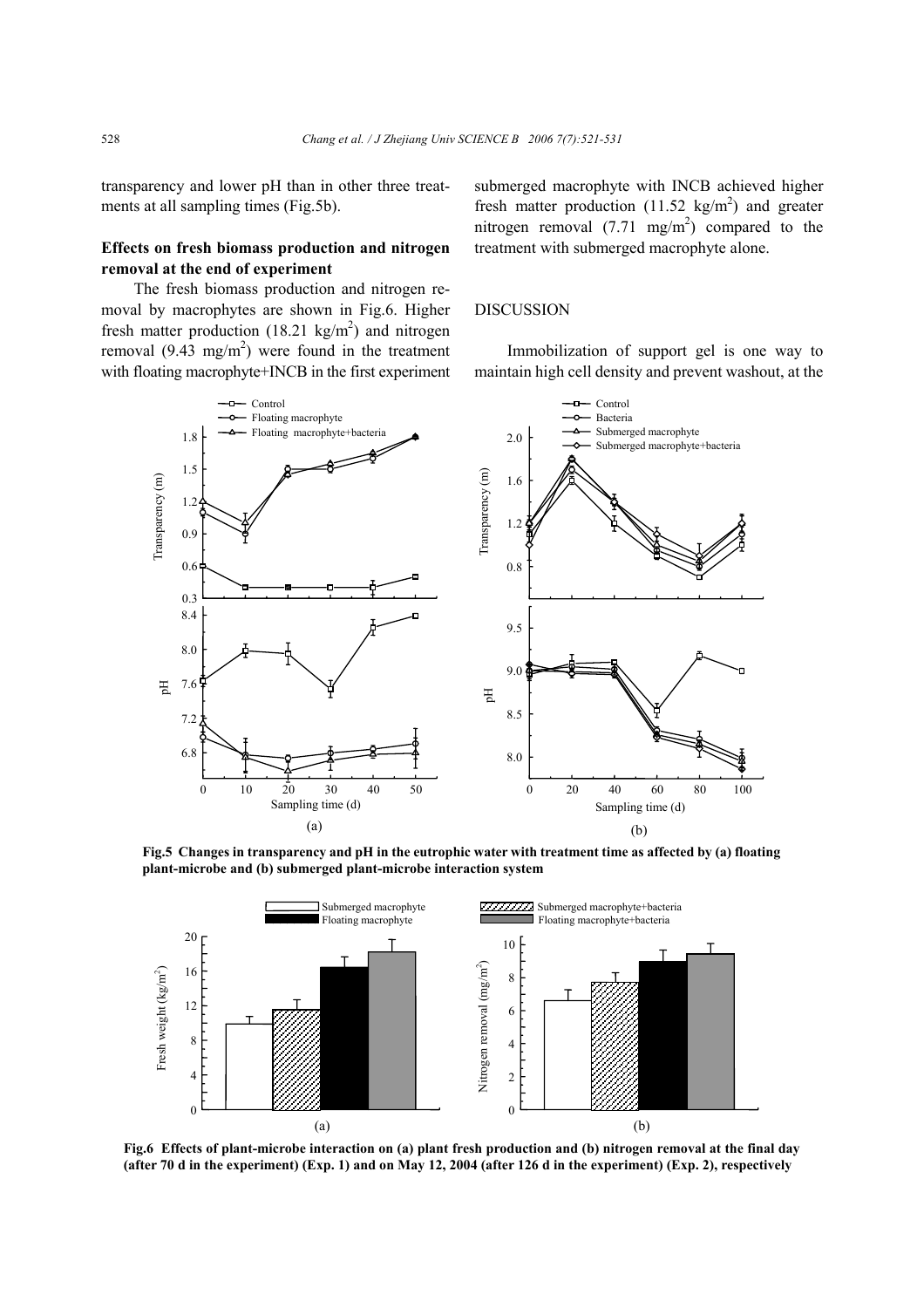transparency and lower pH than in other three treatments at all sampling times (Fig.5b).

**Effects on fresh biomass production and nitrogen removal at the end of experiment**

The fresh biomass production and nitrogen removal by macrophytes are shown in Fig.6. Higher fresh matter production (18.21 kg/m$^2$) and nitrogen removal (9.43 mg/m$^2$) were found in the treatment with floating macrophyte+INCB in the first experiment submerged macrophyte with INCB achieved higher fresh matter production (11.52 kg/m$^2$) and greater nitrogen removal (7.71 mg/m$^2$) compared to the treatment with submerged macrophyte alone.

## DISCUSSION

Immobilization of support gel is one way to maintain high cell density and prevent washout, at the

**Fig.5 Changes in transparency and pH in the eutrophic water with treatment time as affected by (a) floating plant-microbe and (b) submerged plant-microbe interaction system**

**Fig.6 Effects of plant-microbe interaction on (a) plant fresh production and (b) nitrogen removal at the final day (after 70 d in the experiment) (Exp. 1) and on May 12, 2004 (after 126 d in the experiment) (Exp. 2), respectively**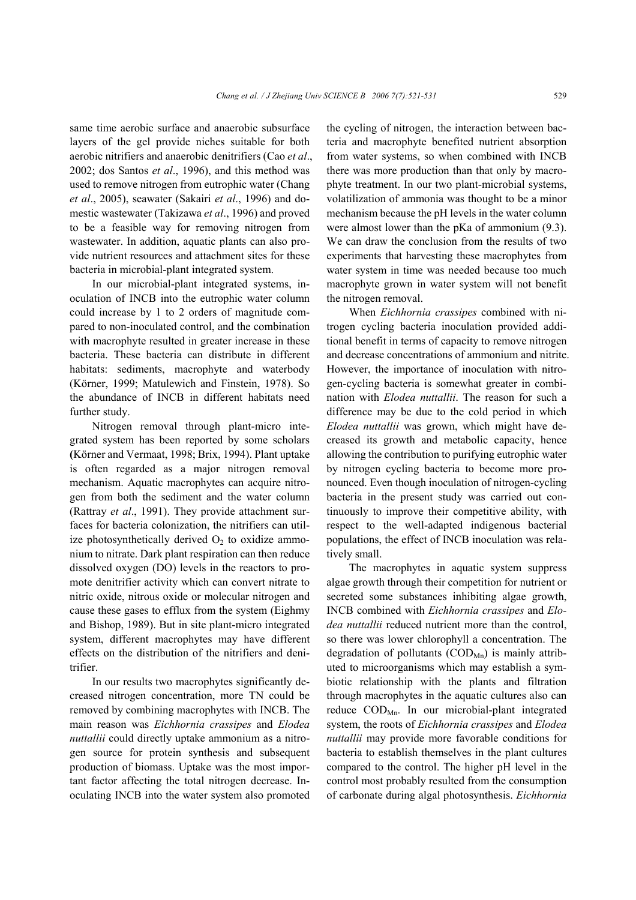same time aerobic surface and anaerobic subsurface layers of the gel provide niches suitable for both aerobic nitrifiers and anaerobic denitrifiers (Cao *et al*., 2002; dos Santos *et al*., 1996), and this method was used to remove nitrogen from eutrophic water (Chang *et al*., 2005), seawater (Sakairi *et al*., 1996) and domestic wastewater (Takizawa *et al*., 1996) and proved to be a feasible way for removing nitrogen from wastewater. In addition, aquatic plants can also provide nutrient resources and attachment sites for these bacteria in microbial-plant integrated system.

In our microbial-plant integrated systems, inoculation of INCB into the eutrophic water column could increase by 1 to 2 orders of magnitude compared to non-inoculated control, and the combination with macrophyte resulted in greater increase in these bacteria. These bacteria can distribute in different habitats: sediments, macrophyte and waterbody (Körner, 1999; Matulewich and Finstein, 1978). So the abundance of INCB in different habitats need further study.

Nitrogen removal through plant-micro integrated system has been reported by some scholars (Körner and Vermaat, 1998; Brix, 1994). Plant uptake is often regarded as a major nitrogen removal mechanism. Aquatic macrophytes can acquire nitrogen from both the sediment and the water column (Rattray *et al*., 1991). They provide attachment surfaces for bacteria colonization, the nitrifiers can utilize photosynthetically derived $O_2$ to oxidize ammonium to nitrate. Dark plant respiration can then reduce dissolved oxygen (DO) levels in the reactors to promote denitrifier activity which can convert nitrate to nitric oxide, nitrous oxide or molecular nitrogen and cause these gases to efflux from the system (Eighmy and Bishop, 1989). But in site plant-micro integrated system, different macrophytes may have different effects on the distribution of the nitrifiers and denitrifier.

In our results two macrophytes significantly decreased nitrogen concentration, more TN could be removed by combining macrophytes with INCB. The main reason was *Eichhornia crassipes* and *Elodea nuttallii* could directly uptake ammonium as a nitrogen source for protein synthesis and subsequent production of biomass. Uptake was the most important factor affecting the total nitrogen decrease. Inoculating INCB into the water system also promoted the cycling of nitrogen, the interaction between bacteria and macrophyte benefited nutrient absorption from water systems, so when combined with INCB there was more production than that only by macrophyte treatment. In our two plant-microbial systems, volatilization of ammonia was thought to be a minor mechanism because the pH levels in the water column were almost lower than the pKa of ammonium (9.3). We can draw the conclusion from the results of two experiments that harvesting these macrophytes from water system in time was needed because too much macrophyte grown in water system will not benefit the nitrogen removal.

When *Eichhornia crassipes* combined with nitrogen cycling bacteria inoculation provided additional benefit in terms of capacity to remove nitrogen and decrease concentrations of ammonium and nitrite. However, the importance of inoculation with nitrogen-cycling bacteria is somewhat greater in combination with *Elodea nuttallii*. The reason for such a difference may be due to the cold period in which *Elodea nuttallii* was grown, which might have decreased its growth and metabolic capacity, hence allowing the contribution to purifying eutrophic water by nitrogen cycling bacteria to become more pronounced. Even though inoculation of nitrogen-cycling bacteria in the present study was carried out continuously to improve their competitive ability, with respect to the well-adapted indigenous bacterial populations, the effect of INCB inoculation was relatively small.

The macrophytes in aquatic system suppress algae growth through their competition for nutrient or secreted some substances inhibiting algae growth, INCB combined with *Eichhornia crassipes* and *Elodea nuttallii* reduced nutrient more than the control, so there was lower chlorophyll a concentration. The degradation of pollutants ($COD_{Mn}$) is mainly attributed to microorganisms which may establish a symbiotic relationship with the plants and filtration through macrophytes in the aquatic cultures also can reduce $COD_{Mn}$. In our microbial-plant integrated system, the roots of *Eichhornia crassipes* and *Elodea nuttallii* may provide more favorable conditions for bacteria to establish themselves in the plant cultures compared to the control. The higher pH level in the control most probably resulted from the consumption of carbonate during algal photosynthesis. *Eichhornia*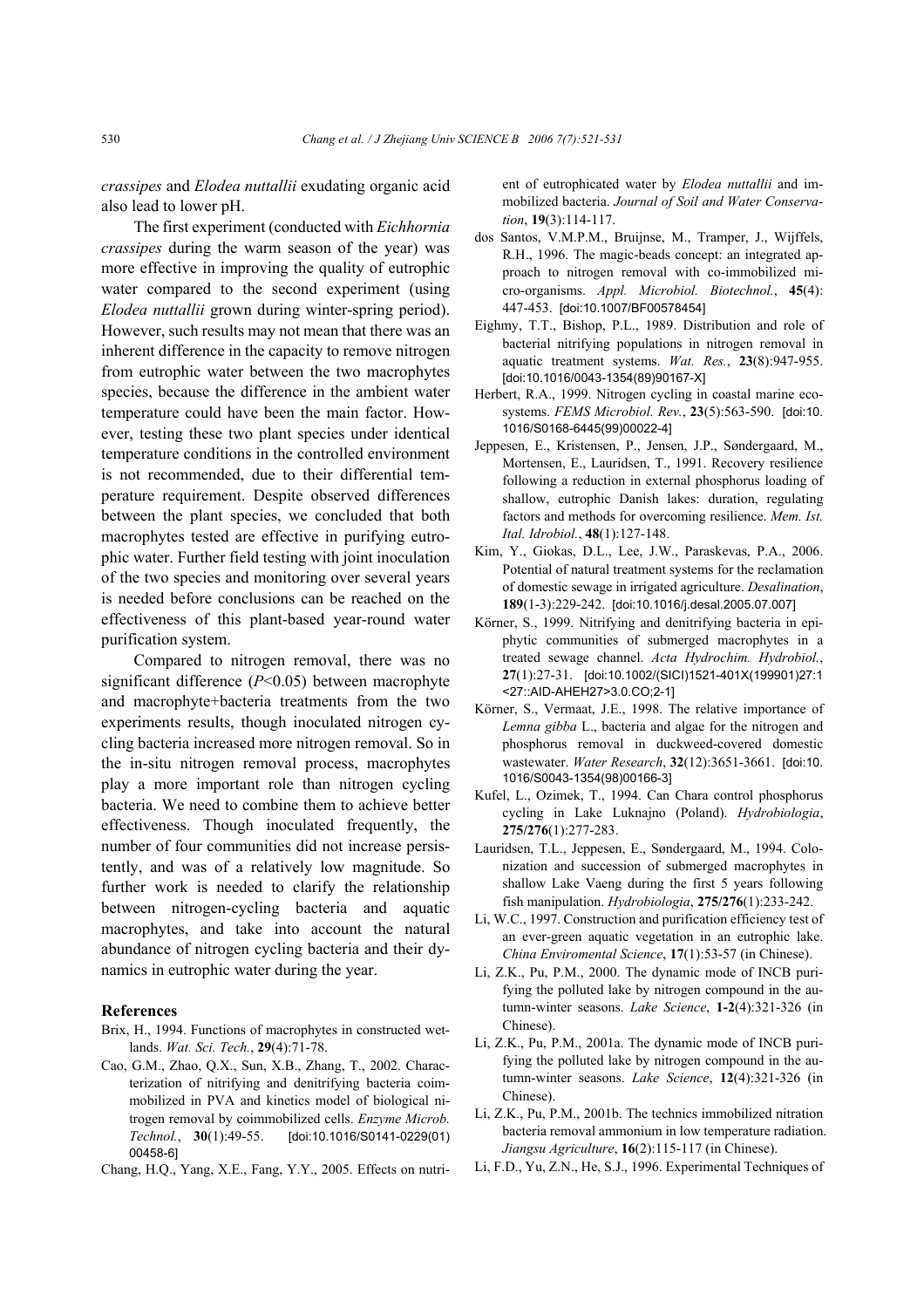*crassipes* and *Elodea nuttallii* exudating organic acid also lead to lower pH.

The first experiment (conducted with *Eichhornia crassipes* during the warm season of the year) was more effective in improving the quality of eutrophic water compared to the second experiment (using *Elodea nuttallii* grown during winter-spring period). However, such results may not mean that there was an inherent difference in the capacity to remove nitrogen from eutrophic water between the two macrophytes species, because the difference in the ambient water temperature could have been the main factor. However, testing these two plant species under identical temperature conditions in the controlled environment is not recommended, due to their differential temperature requirement. Despite observed differences between the plant species, we concluded that both macrophytes tested are effective in purifying eutrophic water. Further field testing with joint inoculation of the two species and monitoring over several years is needed before conclusions can be reached on the effectiveness of this plant-based year-round water purification system.

Compared to nitrogen removal, there was no significant difference ($P<0.05$) between macrophyte and macrophyte+bacteria treatments from the two experiments results, though inoculated nitrogen cycling bacteria increased more nitrogen removal. So in the in-situ nitrogen removal process, macrophytes play a more important role than nitrogen cycling bacteria. We need to combine them to achieve better effectiveness. Though inoculated frequently, the number of four communities did not increase persistently, and was of a relatively low magnitude. So further work is needed to clarify the relationship between nitrogen-cycling bacteria and aquatic macrophytes, and take into account the natural abundance of nitrogen cycling bacteria and their dynamics in eutrophic water during the year.

## References

Brix, H., 1994. Functions of macrophytes in constructed wetlands. *Wat. Sci. Tech.*, **29**(4):71-78.

Cao, G.M., Zhao, Q.X., Sun, X.B., Zhang, T., 2002. Characterization of nitrifying and denitrifying bacteria coimmobilized in PVA and kinetics model of biological nitrogen removal by coimmobilized cells. *Enzyme Microb. Technol.*, **30**(1):49-55. [doi:10.1016/S0141-0229(01)00458-6]

Chang, H.Q., Yang, X.E., Fang, Y.Y., 2005. Effects on nutrient of eutrophicated water by *Elodea nuttallii* and immobilized bacteria. *Journal of Soil and Water Conservation*, **19**(3):114-117.

dos Santos, V.M.P.M., Bruijnse, M., Tramper, J., Wijffels, R.H., 1996. The magic-beads concept: an integrated approach to nitrogen removal with co-immobilized micro-organisms. *Appl. Microbiol. Biotechnol.*, **45**(4):447-453. [doi:10.1007/BF00578454]

Eighmy, T.T., Bishop, P.L., 1989. Distribution and role of bacterial nitrifying populations in nitrogen removal in aquatic treatment systems. *Wat. Res.*, **23**(8):947-955. [doi:10.1016/0043-1354(89)90167-X]

Herbert, R.A., 1999. Nitrogen cycling in coastal marine ecosystems. *FEMS Microbiol. Rev.*, **23**(5):563-590. [doi:10.1016/S0168-6445(99)00022-4]

Jeppesen, E., Kristensen, P., Jensen, J.P., Søndergaard, M., Mortensen, E., Lauridsen, T., 1991. Recovery resilience following a reduction in external phosphorus loading of shallow, eutrophic Danish lakes: duration, regulating factors and methods for overcoming resilience. *Mem. Ist. Ital. Idrobiol.*, **48**(1):127-148.

Kim, Y., Giokas, D.L., Lee, J.W., Paraskevas, P.A., 2006. Potential of natural treatment systems for the reclamation of domestic sewage in irrigated agriculture. *Desalination*, **189**(1-3):229-242. [doi:10.1016/j.desal.2005.07.007]

Körner, S., 1999. Nitrifying and denitrifying bacteria in epiphytic communities of submerged macrophytes in a treated sewage channel. *Acta Hydrochim. Hydrobiol.*, **27**(1):27-31. [doi:10.1002/(SICI)1521-401X(199901)27:1<27::AID-AHEH27>3.0.CO;2-1]

Körner, S., Vermaat, J.E., 1998. The relative importance of *Lemna gibba* L., bacteria and algae for the nitrogen and phosphorus removal in duckweed-covered domestic wastewater. *Water Research*, **32**(12):3651-3661. [doi:10.1016/S0043-1354(98)00166-3]

Kufel, L., Ozimek, T., 1994. Can Chara control phosphorus cycling in Lake Luknajno (Poland). *Hydrobiologia*, **275/276**(1):277-283.

Lauridsen, T.L., Jeppesen, E., Søndergaard, M., 1994. Colonization and succession of submerged macrophytes in shallow Lake Vaeng during the first 5 years following fish manipulation. *Hydrobiologia*, **275/276**(1):233-242.

Li, W.C., 1997. Construction and purification efficiency test of an ever-green aquatic vegetation in an eutrophic lake. *China Enviromental Science*, **17**(1):53-57 (in Chinese).

Li, Z.K., Pu, P.M., 2000. The dynamic mode of INCB purifying the polluted lake by nitrogen compound in the autumn-winter seasons. *Lake Science*, **1-2**(4):321-326 (in Chinese).

Li, Z.K., Pu, P.M., 2001a. The dynamic mode of INCB purifying the polluted lake by nitrogen compound in the autumn-winter seasons. *Lake Science*, **12**(4):321-326 (in Chinese).

Li, Z.K., Pu, P.M., 2001b. The technics immobilized nitration bacteria removal ammonium in low temperature radiation. *Jiangsu Agriculture*, **16**(2):115-117 (in Chinese).

Li, F.D., Yu, Z.N., He, S.J., 1996. Experimental Techniques of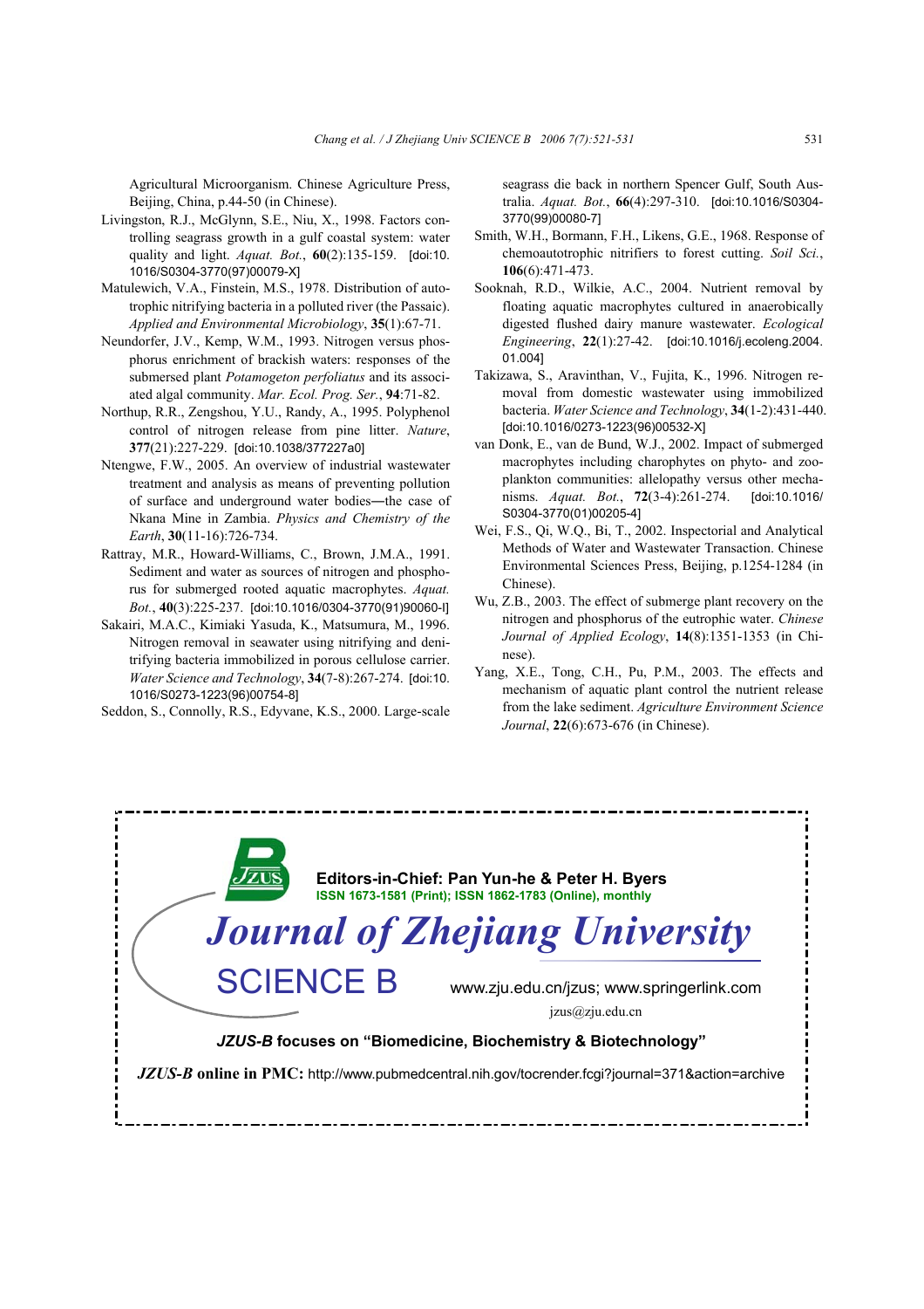Agricultural Microorganism. Chinese Agriculture Press, Beijing, China, p.44-50 (in Chinese).

Livingston, R.J., McGlynn, S.E., Niu, X., 1998. Factors controlling seagrass growth in a gulf coastal system: water quality and light. *Aquat. Bot.*, **60**(2):135-159. [doi:10.1016/S0304-3770(97)00079-X]

Matulewich, V.A., Finstein, M.S., 1978. Distribution of autotrophic nitrifying bacteria in a polluted river (the Passaic). *Applied and Environmental Microbiology*, **35**(1):67-71.

Neundorfer, J.V., Kemp, W.M., 1993. Nitrogen versus phosphorus enrichment of brackish waters: responses of the submersed plant *Potamogeton perfoliatus* and its associated algal community. *Mar. Ecol. Prog. Ser.*, **94**:71-82.

Northup, R.R., Zengshou, Y.U., Randy, A., 1995. Polyphenol control of nitrogen release from pine litter. *Nature*, **377**(21):227-229. [doi:10.1038/377227a0]

Ntengwe, F.W., 2005. An overview of industrial wastewater treatment and analysis as means of preventing pollution of surface and underground water bodies—the case of Nkana Mine in Zambia. *Physics and Chemistry of the Earth*, **30**(11-16):726-734.

Rattray, M.R., Howard-Williams, C., Brown, J.M.A., 1991. Sediment and water as sources of nitrogen and phosphorus for submerged rooted aquatic macrophytes. *Aquat. Bot.*, **40**(3):225-237. [doi:10.1016/0304-3770(91)90060-I]

Sakairi, M.A.C., Kimiaki Yasuda, K., Matsumura, M., 1996. Nitrogen removal in seawater using nitrifying and denitrifying bacteria immobilized in porous cellulose carrier. *Water Science and Technology*, **34**(7-8):267-274. [doi:10.1016/S0273-1223(96)00754-8]

Seddon, S., Connolly, R.S., Edyvane, K.S., 2000. Large-scale seagrass die back in northern Spencer Gulf, South Australia. *Aquat. Bot.*, **66**(4):297-310. [doi:10.1016/S0304-3770(99)00080-7]

Smith, W.H., Bormann, F.H., Likens, G.E., 1968. Response of chemoautotrophic nitrifiers to forest cutting. *Soil Sci.*, **106**(6):471-473.

Sooknah, R.D., Wilkie, A.C., 2004. Nutrient removal by floating aquatic macrophytes cultured in anaerobically digested flushed dairy manure wastewater. *Ecological Engineering*, **22**(1):27-42. [doi:10.1016/j.ecoleng.2004.01.004]

Takizawa, S., Aravinthan, V., Fujita, K., 1996. Nitrogen removal from domestic wastewater using immobilized bacteria. *Water Science and Technology*, **34**(1-2):431-440. [doi:10.1016/0273-1223(96)00532-X]

van Donk, E., van de Bund, W.J., 2002. Impact of submerged macrophytes including charophytes on phyto- and zooplankton communities: allelopathy versus other mechanisms. *Aquat. Bot.*, **72**(3-4):261-274. [doi:10.1016/S0304-3770(01)00205-4]

Wei, F.S., Qi, W.Q., Bi, T., 2002. Inspectorial and Analytical Methods of Water and Wastewater Transaction. Chinese Environmental Sciences Press, Beijing, p.1254-1284 (in Chinese).

Wu, Z.B., 2003. The effect of submerge plant recovery on the nitrogen and phosphorus of the eutrophic water. *Chinese Journal of Applied Ecology*, **14**(8):1351-1353 (in Chinese).

Yang, X.E., Tong, C.H., Pu, P.M., 2003. The effects and mechanism of aquatic plant control the nutrient release from the lake sediment. *Agriculture Environment Science Journal*, **22**(6):673-676 (in Chinese).

**Editors-in-Chief: Pan Yun-he & Peter H. Byers**
**ISSN 1673-1581 (Print); ISSN 1862-1783 (Online), monthly**

***Journal of Zhejiang University***
SCIENCE B

www.zju.edu.cn/jzus; www.springerlink.com
jzus@zju.edu.cn

***JZUS-B*** **focuses on "Biomedicine, Biochemistry & Biotechnology"**

***JZUS-B*** **online in PMC:** http://www.pubmedcentral.nih.gov/tocrender.fcgi?journal=371&action=archive